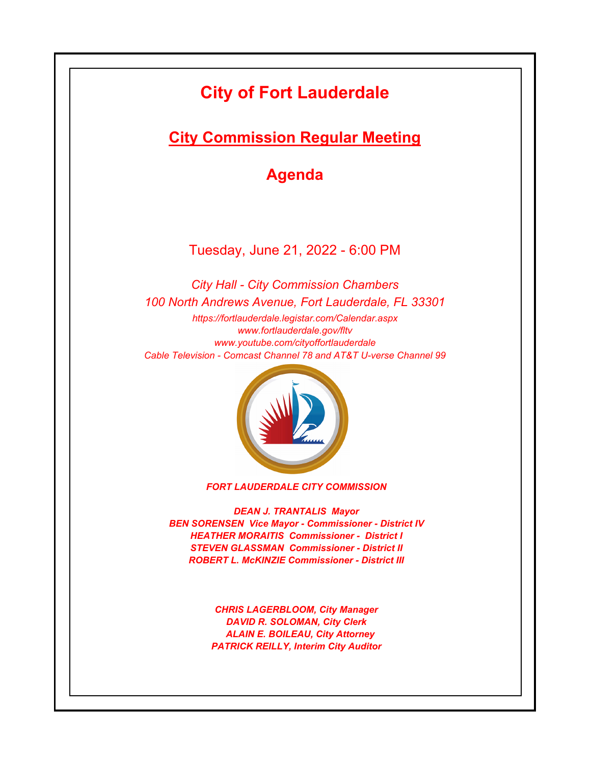# City of Fort Lauderdale

## City Commission Regular Meeting

## Agenda

Tuesday, June 21, 2022 - 6:00 PM

*City Hall - City Commission Chambers*

*100 North Andrews Avenue, Fort Lauderdale, FL 33301*

*https://fortlauderdale.legistar.com/Calendar.aspx*

*www.fortlauderdale.gov/fltv*

*www.youtube.com/cityoffortlauderdale*

*Cable Television - Comcast Channel 78 and AT&T U-verse Channel 99*

***FORT LAUDERDALE CITY COMMISSION***

***DEAN J. TRANTALIS Mayor***

***BEN SORENSEN Vice Mayor - Commissioner - District IV***

***HEATHER MORAITIS Commissioner - District I***

***STEVEN GLASSMAN Commissioner - District II***

***ROBERT L. McKINZIE Commissioner - District III***

***CHRIS LAGERBLOOM, City Manager***

***DAVID R. SOLOMAN, City Clerk***

***ALAIN E. BOILEAU, City Attorney***

***PATRICK REILLY, Interim City Auditor***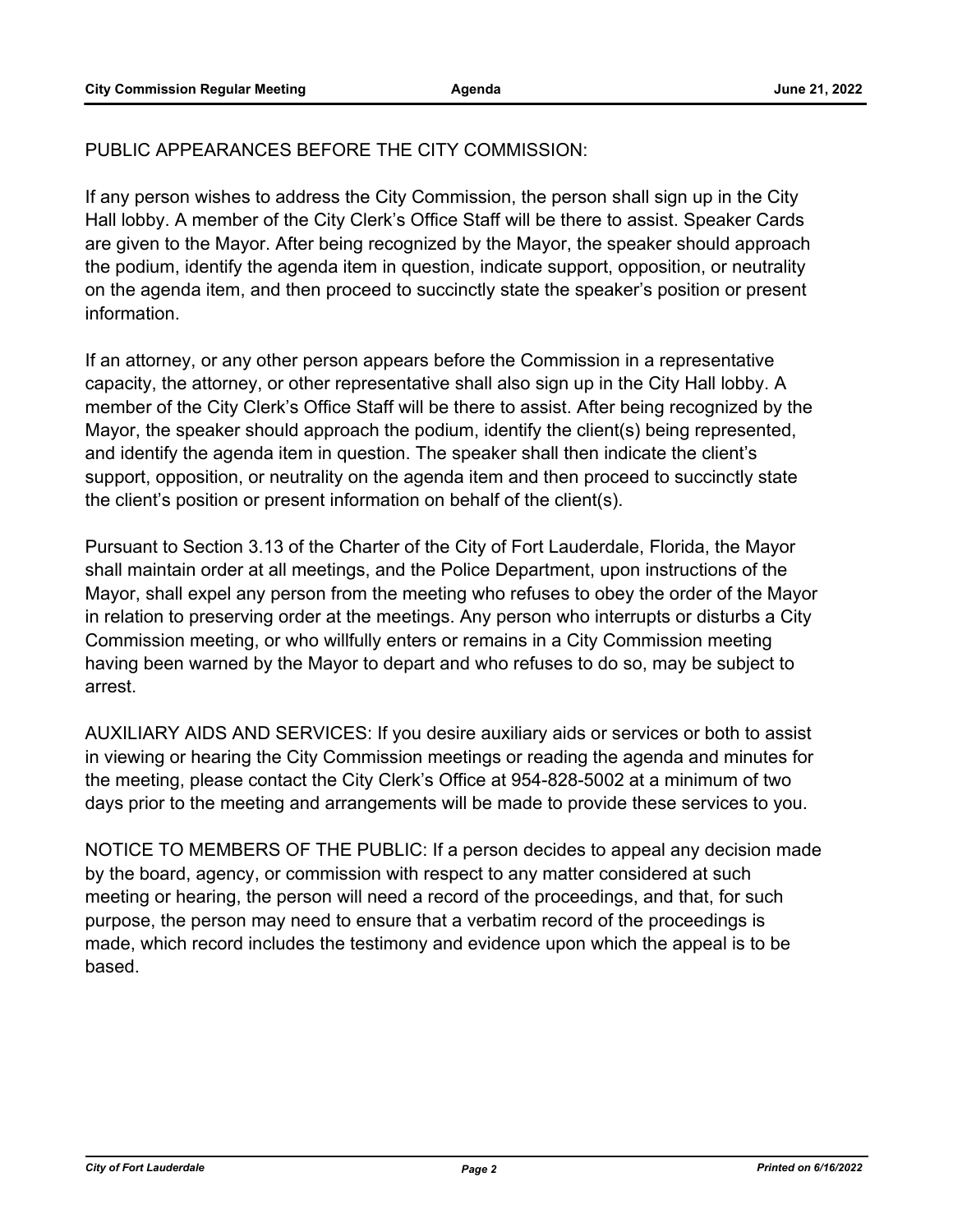PUBLIC APPEARANCES BEFORE THE CITY COMMISSION:

If any person wishes to address the City Commission, the person shall sign up in the City Hall lobby. A member of the City Clerk's Office Staff will be there to assist. Speaker Cards are given to the Mayor. After being recognized by the Mayor, the speaker should approach the podium, identify the agenda item in question, indicate support, opposition, or neutrality on the agenda item, and then proceed to succinctly state the speaker's position or present information.

If an attorney, or any other person appears before the Commission in a representative capacity, the attorney, or other representative shall also sign up in the City Hall lobby. A member of the City Clerk's Office Staff will be there to assist. After being recognized by the Mayor, the speaker should approach the podium, identify the client(s) being represented, and identify the agenda item in question. The speaker shall then indicate the client's support, opposition, or neutrality on the agenda item and then proceed to succinctly state the client's position or present information on behalf of the client(s).

Pursuant to Section 3.13 of the Charter of the City of Fort Lauderdale, Florida, the Mayor shall maintain order at all meetings, and the Police Department, upon instructions of the Mayor, shall expel any person from the meeting who refuses to obey the order of the Mayor in relation to preserving order at the meetings. Any person who interrupts or disturbs a City Commission meeting, or who willfully enters or remains in a City Commission meeting having been warned by the Mayor to depart and who refuses to do so, may be subject to arrest.

AUXILIARY AIDS AND SERVICES: If you desire auxiliary aids or services or both to assist in viewing or hearing the City Commission meetings or reading the agenda and minutes for the meeting, please contact the City Clerk's Office at 954-828-5002 at a minimum of two days prior to the meeting and arrangements will be made to provide these services to you.

NOTICE TO MEMBERS OF THE PUBLIC: If a person decides to appeal any decision made by the board, agency, or commission with respect to any matter considered at such meeting or hearing, the person will need a record of the proceedings, and that, for such purpose, the person may need to ensure that a verbatim record of the proceedings is made, which record includes the testimony and evidence upon which the appeal is to be based.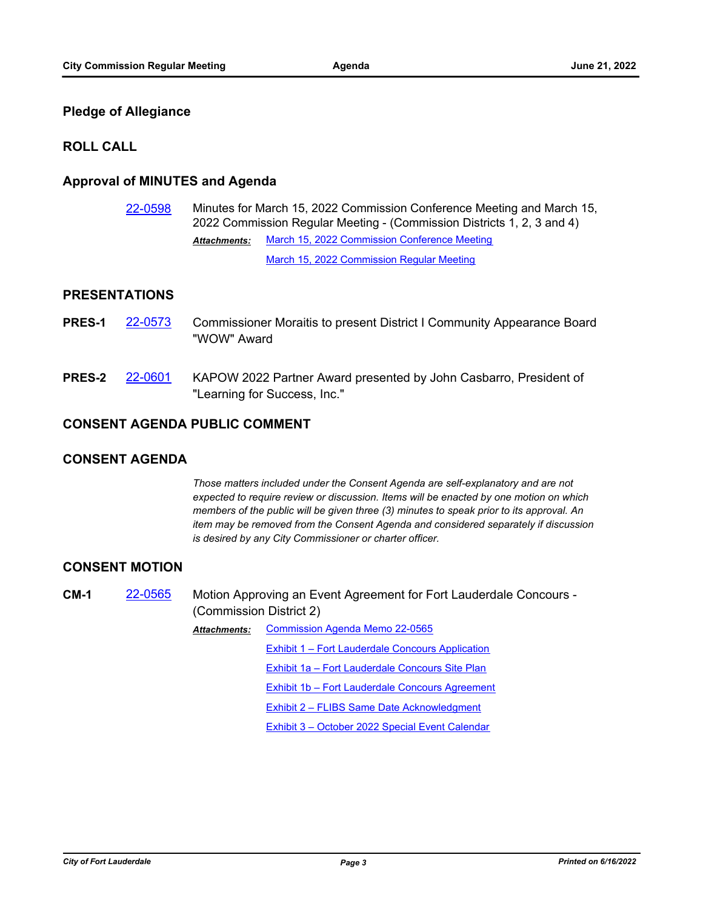## Pledge of Allegiance

## ROLL CALL

## Approval of MINUTES and Agenda

[22-0598](#) Minutes for March 15, 2022 Commission Conference Meeting and March 15, 2022 Commission Regular Meeting - (Commission Districts 1, 2, 3 and 4)

***Attachments:*** [March 15, 2022 Commission Conference Meeting](#)
[March 15, 2022 Commission Regular Meeting](#)

## PRESENTATIONS

**PRES-1** [22-0573](#) Commissioner Moraitis to present District I Community Appearance Board "WOW" Award

**PRES-2** [22-0601](#) KAPOW 2022 Partner Award presented by John Casbarro, President of "Learning for Success, Inc."

## CONSENT AGENDA PUBLIC COMMENT

## CONSENT AGENDA

*Those matters included under the Consent Agenda are self-explanatory and are not expected to require review or discussion. Items will be enacted by one motion on which members of the public will be given three (3) minutes to speak prior to its approval. An item may be removed from the Consent Agenda and considered separately if discussion is desired by any City Commissioner or charter officer.*

## CONSENT MOTION

**CM-1** [22-0565](#) Motion Approving an Event Agreement for Fort Lauderdale Concours - (Commission District 2)

***Attachments:*** [Commission Agenda Memo 22-0565](#)
[Exhibit 1 – Fort Lauderdale Concours Application](#)
[Exhibit 1a – Fort Lauderdale Concours Site Plan](#)
[Exhibit 1b – Fort Lauderdale Concours Agreement](#)
[Exhibit 2 – FLIBS Same Date Acknowledgment](#)
[Exhibit 3 – October 2022 Special Event Calendar](#)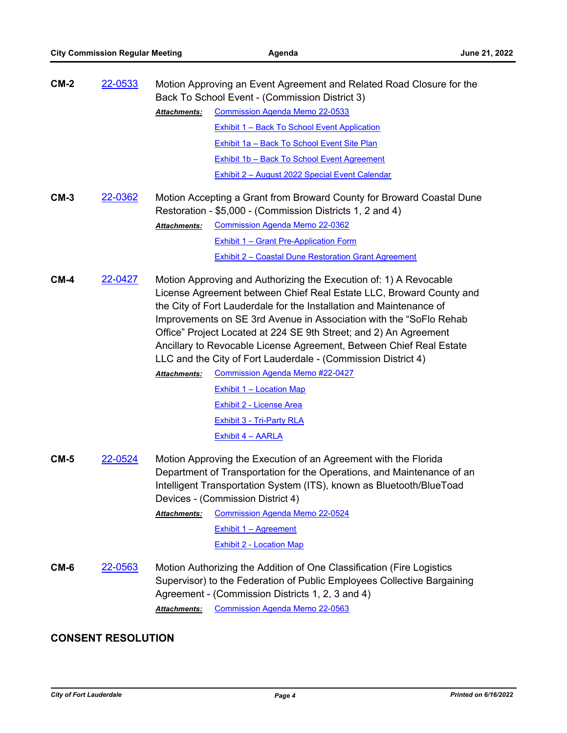**CM-2** 22-0533 Motion Approving an Event Agreement and Related Road Closure for the Back To School Event - (Commission District 3)

*Attachments:* Commission Agenda Memo 22-0533
Exhibit 1 – Back To School Event Application
Exhibit 1a – Back To School Event Site Plan
Exhibit 1b – Back To School Event Agreement
Exhibit 2 – August 2022 Special Event Calendar

**CM-3** 22-0362 Motion Accepting a Grant from Broward County for Broward Coastal Dune Restoration - $5,000 - (Commission Districts 1, 2 and 4)

*Attachments:* Commission Agenda Memo 22-0362
Exhibit 1 – Grant Pre-Application Form
Exhibit 2 – Coastal Dune Restoration Grant Agreement

**CM-4** 22-0427 Motion Approving and Authorizing the Execution of: 1) A Revocable License Agreement between Chief Real Estate LLC, Broward County and the City of Fort Lauderdale for the Installation and Maintenance of Improvements on SE 3rd Avenue in Association with the "SoFlo Rehab Office" Project Located at 224 SE 9th Street; and 2) An Agreement Ancillary to Revocable License Agreement, Between Chief Real Estate LLC and the City of Fort Lauderdale - (Commission District 4)

*Attachments:* Commission Agenda Memo #22-0427
Exhibit 1 – Location Map
Exhibit 2 - License Area
Exhibit 3 - Tri-Party RLA
Exhibit 4 – AARLA

**CM-5** 22-0524 Motion Approving the Execution of an Agreement with the Florida Department of Transportation for the Operations, and Maintenance of an Intelligent Transportation System (ITS), known as Bluetooth/BlueToad Devices - (Commission District 4)

*Attachments:* Commission Agenda Memo 22-0524
Exhibit 1 – Agreement
Exhibit 2 - Location Map

**CM-6** 22-0563 Motion Authorizing the Addition of One Classification (Fire Logistics Supervisor) to the Federation of Public Employees Collective Bargaining Agreement - (Commission Districts 1, 2, 3 and 4)

*Attachments:* Commission Agenda Memo 22-0563

## CONSENT RESOLUTION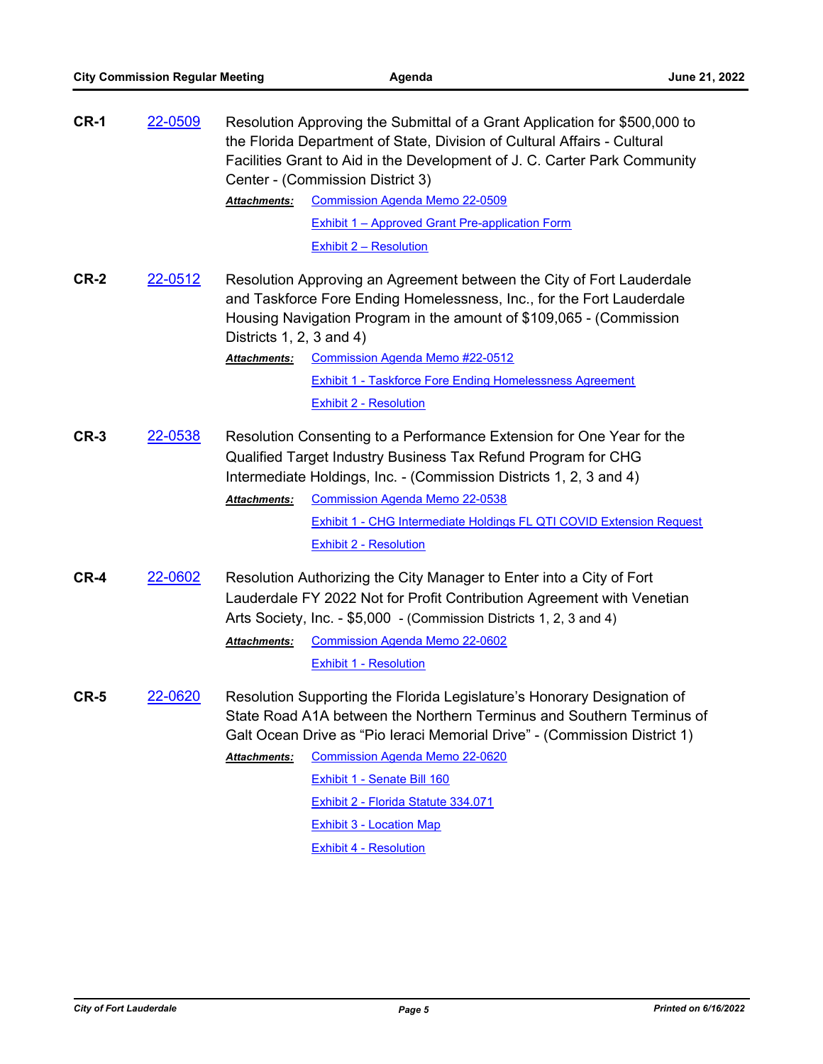**CR-1** 22-0509 Resolution Approving the Submittal of a Grant Application for $500,000 to the Florida Department of State, Division of Cultural Affairs - Cultural Facilities Grant to Aid in the Development of J. C. Carter Park Community Center - (Commission District 3)

***Attachments:*** Commission Agenda Memo 22-0509
Exhibit 1 – Approved Grant Pre-application Form
Exhibit 2 – Resolution

**CR-2** 22-0512 Resolution Approving an Agreement between the City of Fort Lauderdale and Taskforce Fore Ending Homelessness, Inc., for the Fort Lauderdale Housing Navigation Program in the amount of $109,065 - (Commission Districts 1, 2, 3 and 4)

***Attachments:*** Commission Agenda Memo #22-0512
Exhibit 1 - Taskforce Fore Ending Homelessness Agreement
Exhibit 2 - Resolution

**CR-3** 22-0538 Resolution Consenting to a Performance Extension for One Year for the Qualified Target Industry Business Tax Refund Program for CHG Intermediate Holdings, Inc. - (Commission Districts 1, 2, 3 and 4)

***Attachments:*** Commission Agenda Memo 22-0538
Exhibit 1 - CHG Intermediate Holdings FL QTI COVID Extension Request
Exhibit 2 - Resolution

**CR-4** 22-0602 Resolution Authorizing the City Manager to Enter into a City of Fort Lauderdale FY 2022 Not for Profit Contribution Agreement with Venetian Arts Society, Inc. - $5,000 - (Commission Districts 1, 2, 3 and 4)

***Attachments:*** Commission Agenda Memo 22-0602
Exhibit 1 - Resolution

**CR-5** 22-0620 Resolution Supporting the Florida Legislature's Honorary Designation of State Road A1A between the Northern Terminus and Southern Terminus of Galt Ocean Drive as "Pio Ieraci Memorial Drive" - (Commission District 1)

***Attachments:*** Commission Agenda Memo 22-0620
Exhibit 1 - Senate Bill 160
Exhibit 2 - Florida Statute 334.071
Exhibit 3 - Location Map
Exhibit 4 - Resolution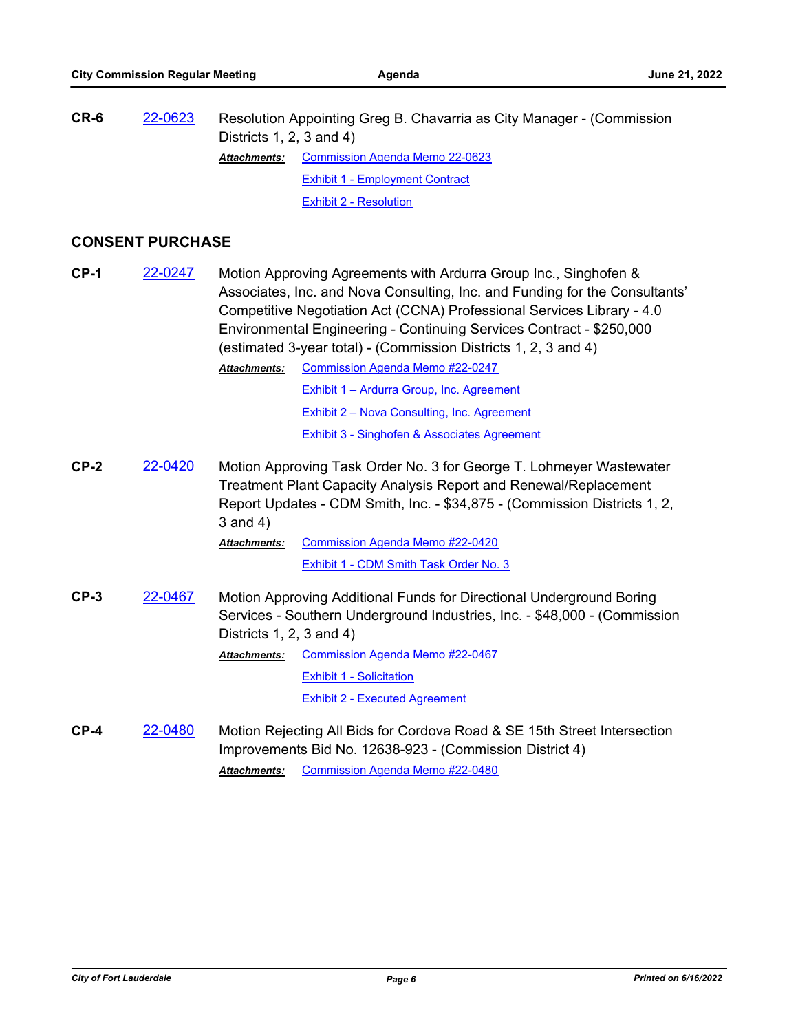**CR-6** 22-0623 Resolution Appointing Greg B. Chavarria as City Manager - (Commission Districts 1, 2, 3 and 4)

***Attachments:*** Commission Agenda Memo 22-0623
Exhibit 1 - Employment Contract
Exhibit 2 - Resolution

## CONSENT PURCHASE

**CP-1** 22-0247 Motion Approving Agreements with Ardurra Group Inc., Singhofen & Associates, Inc. and Nova Consulting, Inc. and Funding for the Consultants' Competitive Negotiation Act (CCNA) Professional Services Library - 4.0 Environmental Engineering - Continuing Services Contract - $250,000 (estimated 3-year total) - (Commission Districts 1, 2, 3 and 4)

***Attachments:*** Commission Agenda Memo #22-0247
Exhibit 1 – Ardurra Group, Inc. Agreement
Exhibit 2 – Nova Consulting, Inc. Agreement
Exhibit 3 - Singhofen & Associates Agreement

**CP-2** 22-0420 Motion Approving Task Order No. 3 for George T. Lohmeyer Wastewater Treatment Plant Capacity Analysis Report and Renewal/Replacement Report Updates - CDM Smith, Inc. - $34,875 - (Commission Districts 1, 2, 3 and 4)

***Attachments:*** Commission Agenda Memo #22-0420
Exhibit 1 - CDM Smith Task Order No. 3

**CP-3** 22-0467 Motion Approving Additional Funds for Directional Underground Boring Services - Southern Underground Industries, Inc. - $48,000 - (Commission Districts 1, 2, 3 and 4)

***Attachments:*** Commission Agenda Memo #22-0467
Exhibit 1 - Solicitation
Exhibit 2 - Executed Agreement

**CP-4** 22-0480 Motion Rejecting All Bids for Cordova Road & SE 15th Street Intersection Improvements Bid No. 12638-923 - (Commission District 4)

***Attachments:*** Commission Agenda Memo #22-0480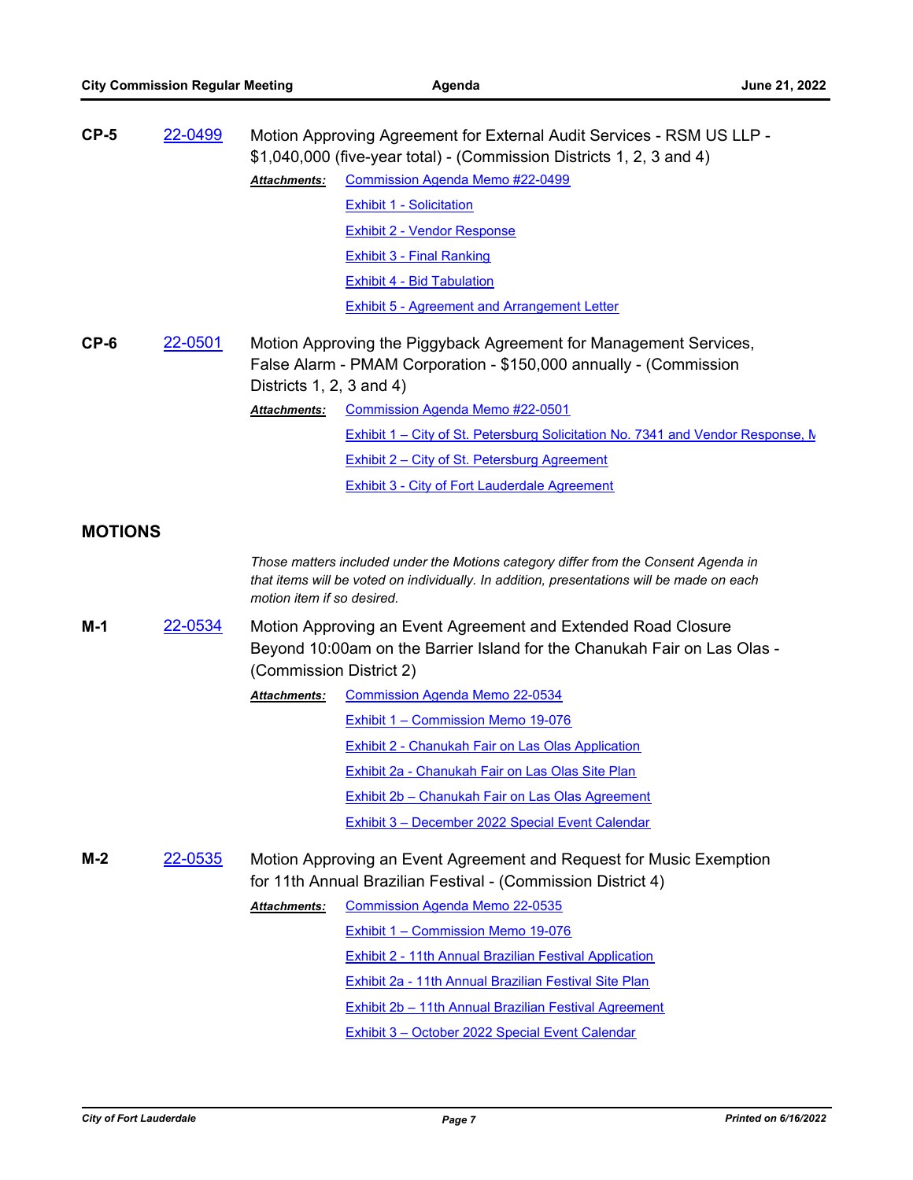**CP-5** 22-0499 Motion Approving Agreement for External Audit Services - RSM US LLP - $1,040,000 (five-year total) - (Commission Districts 1, 2, 3 and 4)

***Attachments:***
- Commission Agenda Memo #22-0499
- Exhibit 1 - Solicitation
- Exhibit 2 - Vendor Response
- Exhibit 3 - Final Ranking
- Exhibit 4 - Bid Tabulation
- Exhibit 5 - Agreement and Arrangement Letter

**CP-6** 22-0501 Motion Approving the Piggyback Agreement for Management Services, False Alarm - PMAM Corporation - $150,000 annually - (Commission Districts 1, 2, 3 and 4)

***Attachments:***
- Commission Agenda Memo #22-0501
- Exhibit 1 – City of St. Petersburg Solicitation No. 7341 and Vendor Response, M
- Exhibit 2 – City of St. Petersburg Agreement
- Exhibit 3 - City of Fort Lauderdale Agreement

## MOTIONS

*Those matters included under the Motions category differ from the Consent Agenda in that items will be voted on individually. In addition, presentations will be made on each motion item if so desired.*

**M-1** 22-0534 Motion Approving an Event Agreement and Extended Road Closure Beyond 10:00am on the Barrier Island for the Chanukah Fair on Las Olas - (Commission District 2)

***Attachments:***
- Commission Agenda Memo 22-0534
- Exhibit 1 – Commission Memo 19-076
- Exhibit 2 - Chanukah Fair on Las Olas Application
- Exhibit 2a - Chanukah Fair on Las Olas Site Plan
- Exhibit 2b – Chanukah Fair on Las Olas Agreement
- Exhibit 3 – December 2022 Special Event Calendar

**M-2** 22-0535 Motion Approving an Event Agreement and Request for Music Exemption for 11th Annual Brazilian Festival - (Commission District 4)

***Attachments:***
- Commission Agenda Memo 22-0535
- Exhibit 1 – Commission Memo 19-076
- Exhibit 2 - 11th Annual Brazilian Festival Application
- Exhibit 2a - 11th Annual Brazilian Festival Site Plan
- Exhibit 2b – 11th Annual Brazilian Festival Agreement
- Exhibit 3 – October 2022 Special Event Calendar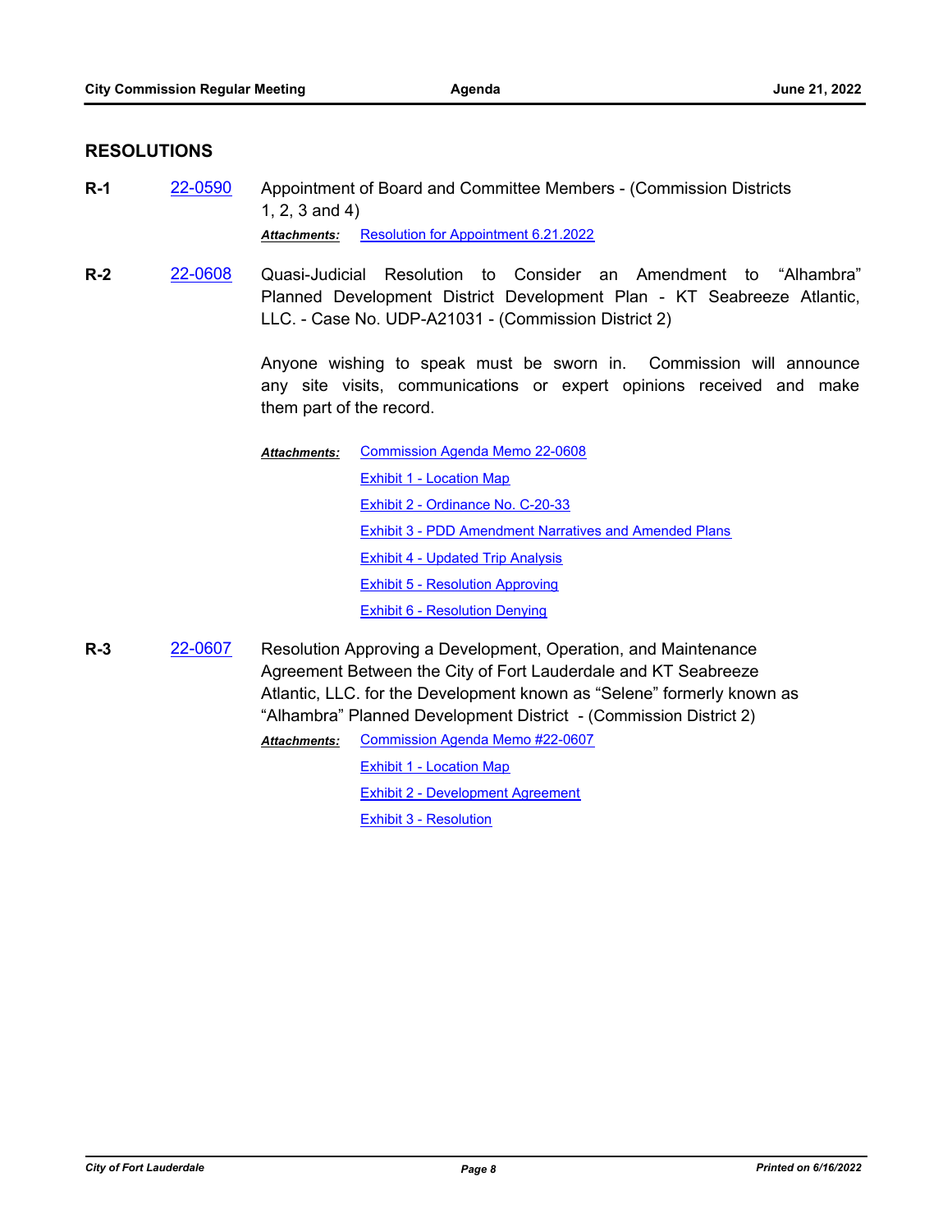## RESOLUTIONS

**R-1** 22-0590 Appointment of Board and Committee Members - (Commission Districts 1, 2, 3 and 4)

***Attachments:*** Resolution for Appointment 6.21.2022

**R-2** 22-0608 Quasi-Judicial Resolution to Consider an Amendment to “Alhambra” Planned Development District Development Plan - KT Seabreeze Atlantic, LLC. - Case No. UDP-A21031 - (Commission District 2)

Anyone wishing to speak must be sworn in. Commission will announce any site visits, communications or expert opinions received and make them part of the record.

***Attachments:*** Commission Agenda Memo 22-0608
Exhibit 1 - Location Map
Exhibit 2 - Ordinance No. C-20-33
Exhibit 3 - PDD Amendment Narratives and Amended Plans
Exhibit 4 - Updated Trip Analysis
Exhibit 5 - Resolution Approving
Exhibit 6 - Resolution Denying

**R-3** 22-0607 Resolution Approving a Development, Operation, and Maintenance Agreement Between the City of Fort Lauderdale and KT Seabreeze Atlantic, LLC. for the Development known as “Selene” formerly known as “Alhambra” Planned Development District - (Commission District 2)

***Attachments:*** Commission Agenda Memo #22-0607
Exhibit 1 - Location Map
Exhibit 2 - Development Agreement
Exhibit 3 - Resolution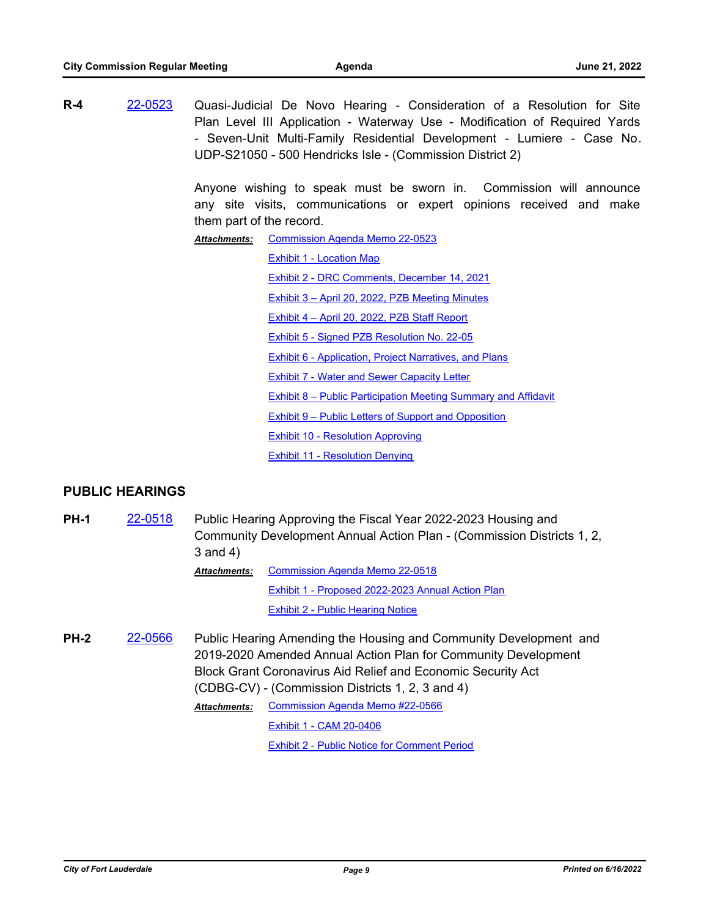**R-4** 22-0523 Quasi-Judicial De Novo Hearing - Consideration of a Resolution for Site Plan Level III Application - Waterway Use - Modification of Required Yards - Seven-Unit Multi-Family Residential Development - Lumiere - Case No. UDP-S21050 - 500 Hendricks Isle - (Commission District 2)

Anyone wishing to speak must be sworn in. Commission will announce any site visits, communications or expert opinions received and make them part of the record.

***Attachments:***
- Commission Agenda Memo 22-0523
- Exhibit 1 - Location Map
- Exhibit 2 - DRC Comments, December 14, 2021
- Exhibit 3 – April 20, 2022, PZB Meeting Minutes
- Exhibit 4 – April 20, 2022, PZB Staff Report
- Exhibit 5 - Signed PZB Resolution No. 22-05
- Exhibit 6 - Application, Project Narratives, and Plans
- Exhibit 7 - Water and Sewer Capacity Letter
- Exhibit 8 – Public Participation Meeting Summary and Affidavit
- Exhibit 9 – Public Letters of Support and Opposition
- Exhibit 10 - Resolution Approving
- Exhibit 11 - Resolution Denying

## PUBLIC HEARINGS

**PH-1** 22-0518 Public Hearing Approving the Fiscal Year 2022-2023 Housing and Community Development Annual Action Plan - (Commission Districts 1, 2, 3 and 4)

***Attachments:***
- Commission Agenda Memo 22-0518
- Exhibit 1 - Proposed 2022-2023 Annual Action Plan
- Exhibit 2 - Public Hearing Notice

**PH-2** 22-0566 Public Hearing Amending the Housing and Community Development and 2019-2020 Amended Annual Action Plan for Community Development Block Grant Coronavirus Aid Relief and Economic Security Act (CDBG-CV) - (Commission Districts 1, 2, 3 and 4)

***Attachments:***
- Commission Agenda Memo #22-0566
- Exhibit 1 - CAM 20-0406
- Exhibit 2 - Public Notice for Comment Period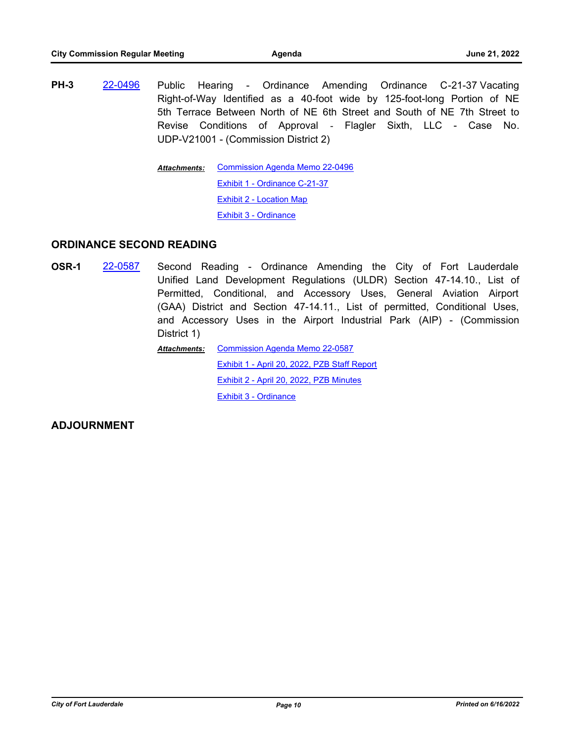**PH-3** 22-0496 Public Hearing - Ordinance Amending Ordinance C-21-37 Vacating Right-of-Way Identified as a 40-foot wide by 125-foot-long Portion of NE 5th Terrace Between North of NE 6th Street and South of NE 7th Street to Revise Conditions of Approval - Flagler Sixth, LLC - Case No. UDP-V21001 - (Commission District 2)

*Attachments:* Commission Agenda Memo 22-0496
Exhibit 1 - Ordinance C-21-37
Exhibit 2 - Location Map
Exhibit 3 - Ordinance

## ORDINANCE SECOND READING

**OSR-1** 22-0587 Second Reading - Ordinance Amending the City of Fort Lauderdale Unified Land Development Regulations (ULDR) Section 47-14.10., List of Permitted, Conditional, and Accessory Uses, General Aviation Airport (GAA) District and Section 47-14.11., List of permitted, Conditional Uses, and Accessory Uses in the Airport Industrial Park (AIP) - (Commission District 1)

*Attachments:* Commission Agenda Memo 22-0587
Exhibit 1 - April 20, 2022, PZB Staff Report
Exhibit 2 - April 20, 2022, PZB Minutes
Exhibit 3 - Ordinance

## ADJOURNMENT